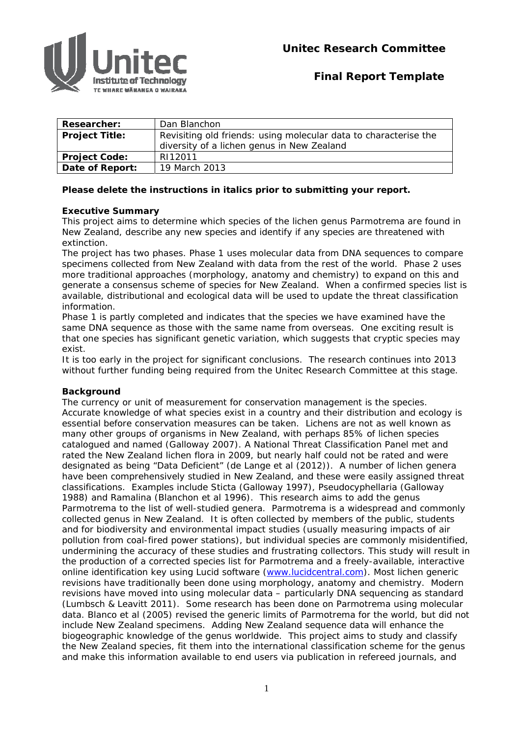**Unitec Research Committee**

**Final Report Template**

| Researcher: | Dan Blanchon |
|---|---|
| **Project Title:** | Revisiting old friends: using molecular data to characterise the diversity of a lichen genus in New Zealand |
| **Project Code:** | RI12011 |
| **Date of Report:** | 19 March 2013 |

**Please delete the instructions in italics prior to submitting your report.**

**Executive Summary**

This project aims to determine which species of the lichen genus Parmotrema are found in New Zealand, describe any new species and identify if any species are threatened with extinction.

The project has two phases. Phase 1 uses molecular data from DNA sequences to compare specimens collected from New Zealand with data from the rest of the world. Phase 2 uses more traditional approaches (morphology, anatomy and chemistry) to expand on this and generate a consensus scheme of species for New Zealand. When a confirmed species list is available, distributional and ecological data will be used to update the threat classification information.

Phase 1 is partly completed and indicates that the species we have examined have the same DNA sequence as those with the same name from overseas. One exciting result is that one species has significant genetic variation, which suggests that cryptic species may exist.

It is too early in the project for significant conclusions. The research continues into 2013 without further funding being required from the Unitec Research Committee at this stage.

**Background**

The currency or unit of measurement for conservation management is the species. Accurate knowledge of what species exist in a country and their distribution and ecology is essential before conservation measures can be taken. Lichens are not as well known as many other groups of organisms in New Zealand, with perhaps 85% of lichen species catalogued and named (Galloway 2007). A National Threat Classification Panel met and rated the New Zealand lichen flora in 2009, but nearly half could not be rated and were designated as being "Data Deficient" (de Lange et al (2012)). A number of lichen genera have been comprehensively studied in New Zealand, and these were easily assigned threat classifications. Examples include Sticta (Galloway 1997), Pseudocyphellaria (Galloway 1988) and Ramalina (Blanchon et al 1996). This research aims to add the genus Parmotrema to the list of well-studied genera. Parmotrema is a widespread and commonly collected genus in New Zealand. It is often collected by members of the public, students and for biodiversity and environmental impact studies (usually measuring impacts of air pollution from coal-fired power stations), but individual species are commonly misidentified, undermining the accuracy of these studies and frustrating collectors. This study will result in the production of a corrected species list for Parmotrema and a freely-available, interactive online identification key using Lucid software (www.lucidcentral.com). Most lichen generic revisions have traditionally been done using morphology, anatomy and chemistry. Modern revisions have moved into using molecular data – particularly DNA sequencing as standard (Lumbsch & Leavitt 2011). Some research has been done on Parmotrema using molecular data. Blanco et al (2005) revised the generic limits of Parmotrema for the world, but did not include New Zealand specimens. Adding New Zealand sequence data will enhance the biogeographic knowledge of the genus worldwide. This project aims to study and classify the New Zealand species, fit them into the international classification scheme for the genus and make this information available to end users via publication in refereed journals, and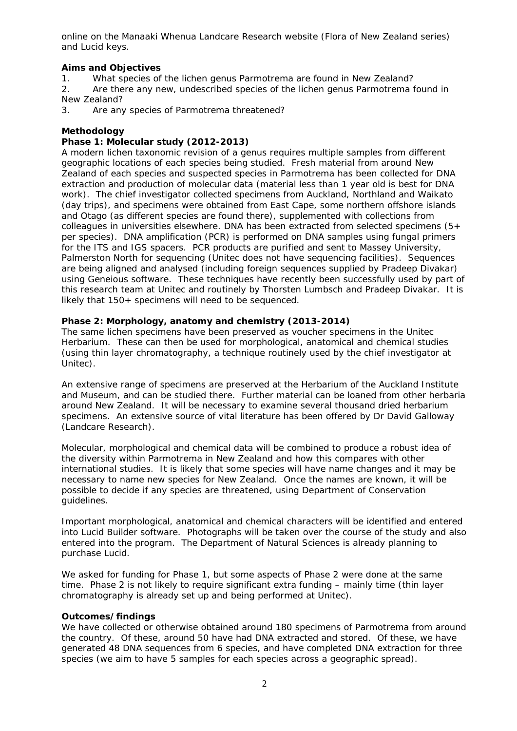online on the Manaaki Whenua Landcare Research website (Flora of New Zealand series) and Lucid keys.

**Aims and Objectives**

1. What species of the lichen genus Parmotrema are found in New Zealand?
2. Are there any new, undescribed species of the lichen genus Parmotrema found in New Zealand?
3. Are any species of Parmotrema threatened?

**Methodology**

**Phase 1: Molecular study (2012-2013)**

A modern lichen taxonomic revision of a genus requires multiple samples from different geographic locations of each species being studied. Fresh material from around New Zealand of each species and suspected species in Parmotrema has been collected for DNA extraction and production of molecular data (material less than 1 year old is best for DNA work). The chief investigator collected specimens from Auckland, Northland and Waikato (day trips), and specimens were obtained from East Cape, some northern offshore islands and Otago (as different species are found there), supplemented with collections from colleagues in universities elsewhere. DNA has been extracted from selected specimens (5+ per species). DNA amplification (PCR) is performed on DNA samples using fungal primers for the ITS and IGS spacers. PCR products are purified and sent to Massey University, Palmerston North for sequencing (Unitec does not have sequencing facilities). Sequences are being aligned and analysed (including foreign sequences supplied by Pradeep Divakar) using Geneious software. These techniques have recently been successfully used by part of this research team at Unitec and routinely by Thorsten Lumbsch and Pradeep Divakar. It is likely that 150+ specimens will need to be sequenced.

**Phase 2: Morphology, anatomy and chemistry (2013-2014)**

The same lichen specimens have been preserved as voucher specimens in the Unitec Herbarium. These can then be used for morphological, anatomical and chemical studies (using thin layer chromatography, a technique routinely used by the chief investigator at Unitec).

An extensive range of specimens are preserved at the Herbarium of the Auckland Institute and Museum, and can be studied there. Further material can be loaned from other herbaria around New Zealand. It will be necessary to examine several thousand dried herbarium specimens. An extensive source of vital literature has been offered by Dr David Galloway (Landcare Research).

Molecular, morphological and chemical data will be combined to produce a robust idea of the diversity within Parmotrema in New Zealand and how this compares with other international studies. It is likely that some species will have name changes and it may be necessary to name new species for New Zealand. Once the names are known, it will be possible to decide if any species are threatened, using Department of Conservation guidelines.

Important morphological, anatomical and chemical characters will be identified and entered into Lucid Builder software. Photographs will be taken over the course of the study and also entered into the program. The Department of Natural Sciences is already planning to purchase Lucid.

We asked for funding for Phase 1, but some aspects of Phase 2 were done at the same time. Phase 2 is not likely to require significant extra funding – mainly time (thin layer chromatography is already set up and being performed at Unitec).

**Outcomes/findings**

We have collected or otherwise obtained around 180 specimens of Parmotrema from around the country. Of these, around 50 have had DNA extracted and stored. Of these, we have generated 48 DNA sequences from 6 species, and have completed DNA extraction for three species (we aim to have 5 samples for each species across a geographic spread).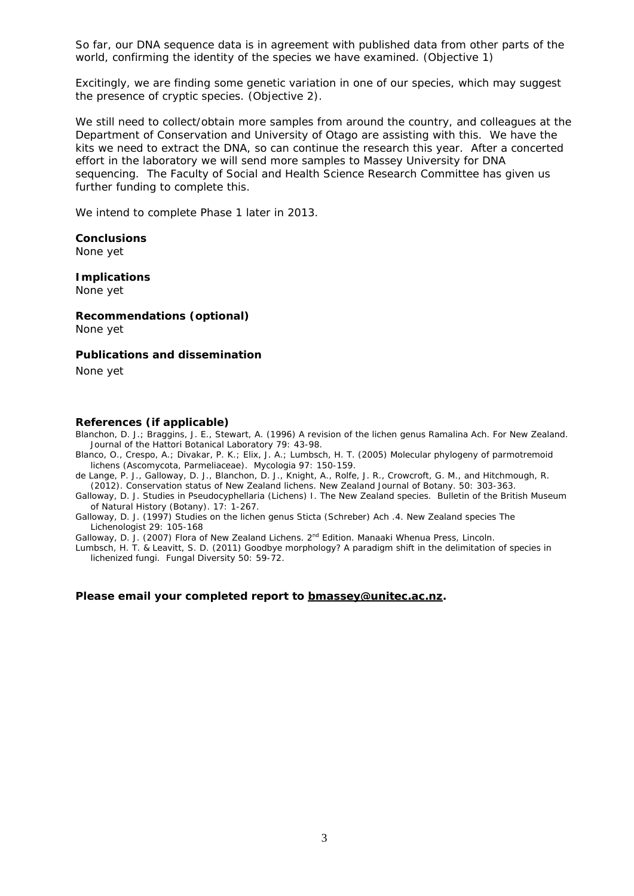So far, our DNA sequence data is in agreement with published data from other parts of the world, confirming the identity of the species we have examined. (Objective 1)

Excitingly, we are finding some genetic variation in one of our species, which may suggest the presence of cryptic species. (Objective 2).

We still need to collect/obtain more samples from around the country, and colleagues at the Department of Conservation and University of Otago are assisting with this. We have the kits we need to extract the DNA, so can continue the research this year. After a concerted effort in the laboratory we will send more samples to Massey University for DNA sequencing. The Faculty of Social and Health Science Research Committee has given us further funding to complete this.

We intend to complete Phase 1 later in 2013.

**Conclusions**
None yet

**Implications**
None yet

**Recommendations (optional)**
None yet

**Publications and dissemination**
None yet

**References (if applicable)**

Blanchon, D. J.; Braggins, J. E., Stewart, A. (1996) A revision of the lichen genus Ramalina Ach. For New Zealand. Journal of the Hattori Botanical Laboratory 79: 43-98.

Blanco, O., Crespo, A.; Divakar, P. K.; Elix, J. A.; Lumbsch, H. T. (2005) Molecular phylogeny of parmotremoid lichens (Ascomycota, Parmeliaceae). Mycologia 97: 150-159.

de Lange, P. J., Galloway, D. J., Blanchon, D. J., Knight, A., Rolfe, J. R., Crowcroft, G. M., and Hitchmough, R. (2012). Conservation status of New Zealand lichens. New Zealand Journal of Botany. 50: 303-363.

Galloway, D. J. Studies in Pseudocyphellaria (Lichens) I. The New Zealand species. Bulletin of the British Museum of Natural History (Botany). 17: 1-267.

Galloway, D. J. (1997) Studies on the lichen genus Sticta (Schreber) Ach .4. New Zealand species The Lichenologist 29: 105-168

Galloway, D. J. (2007) Flora of New Zealand Lichens. 2nd Edition. Manaaki Whenua Press, Lincoln.

Lumbsch, H. T. & Leavitt, S. D. (2011) Goodbye morphology? A paradigm shift in the delimitation of species in lichenized fungi. Fungal Diversity 50: 59-72.

**Please email your completed report to bmassey@unitec.ac.nz.**